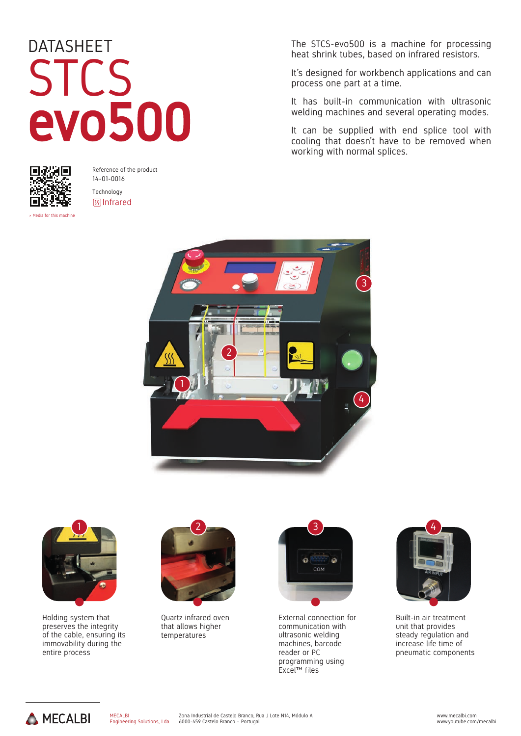DATASHEET

# STCS **evo500**

Reference of the product
14-01-0016

Technology
Infrared

> Media for this machine

The STCS-evo500 is a machine for processing heat shrink tubes, based on infrared resistors.

It's designed for workbench applications and can process one part at a time.

It has built-in communication with ultrasonic welding machines and several operating modes.

It can be supplied with end splice tool with cooling that doesn't have to be removed when working with normal splices.

1. Holding system that preserves the integrity of the cable, ensuring its immovability during the entire process

2. Quartz infrared oven that allows higher temperatures

3. External connection for communication with ultrasonic welding machines, barcode reader or PC programming using Excel™ files

4. Built-in air treatment unit that provides steady regulation and increase life time of pneumatic components

MECALBI

MECALBI
Engineering Solutions, Lda.

Zona Industrial de Castelo Branco, Rua J Lote N14, Módulo A
6000-459 Castelo Branco – Portugal

www.mecalbi.com
www.youtube.com/mecalbi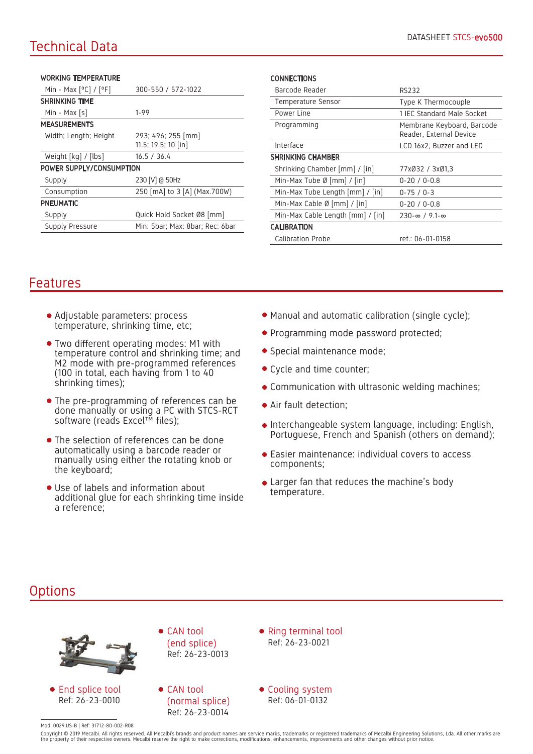DATASHEET STCS-evo500

# Technical Data

| | |
|---|---|
| **WORKING TEMPERATURE** | |
| Min - Max [°C] / [°F] | 300-550 / 572-1022 |
| **SHRINKING TIME** | |
| Min - Max [s] | 1-99 |
| **MEASUREMENTS** | |
| Width; Length; Height | 293; 496; 255 [mm] 11.5; 19.5; 10 [in] |
| Weight [kg] / [lbs] | 16.5 / 36.4 |
| **POWER SUPPLY/CONSUMPTION** | |
| Supply | 230 [V] @ 50Hz |
| Consumption | 250 [mA] to 3 [A] (Max.700W) |
| **PNEUMATIC** | |
| Supply | Quick Hold Socket Ø8 [mm] |
| Supply Pressure | Min: 5bar; Max: 8bar; Rec: 6bar |

| | |
|---|---|
| **CONNECTIONS** | |
| Barcode Reader | RS232 |
| Temperature Sensor | Type K Thermocouple |
| Power Line | 1 IEC Standard Male Socket |
| Programming | Membrane Keyboard, Barcode Reader, External Device |
| Interface | LCD 16x2, Buzzer and LED |
| **SHRINKING CHAMBER** | |
| Shrinking Chamber [mm] / [in] | 77xØ32 / 3xØ1,3 |
| Min-Max Tube Ø [mm] / [in] | 0-20 / 0-0.8 |
| Min-Max Tube Length [mm] / [in] | 0-75 / 0-3 |
| Min-Max Cable Ø [mm] / [in] | 0-20 / 0-0.8 |
| Min-Max Cable Length [mm] / [in] | 230-∞ / 9.1-∞ |
| **CALIBRATION** | |
| Calibration Probe | ref.: 06-01-0158 |

# Features

- Adjustable parameters: process temperature, shrinking time, etc;
- Two different operating modes: M1 with temperature control and shrinking time; and M2 mode with pre-programmed references (100 in total, each having from 1 to 40 shrinking times);
- The pre-programming of references can be done manually or using a PC with STCS-RCT software (reads Excel™ files);
- The selection of references can be done automatically using a barcode reader or manually using either the rotating knob or the keyboard;
- Use of labels and information about additional glue for each shrinking time inside a reference;
- Manual and automatic calibration (single cycle);
- Programming mode password protected;
- Special maintenance mode;
- Cycle and time counter;
- Communication with ultrasonic welding machines;
- Air fault detection;
- Interchangeable system language, including: English, Portuguese, French and Spanish (others on demand);
- Easier maintenance: individual covers to access components;
- Larger fan that reduces the machine's body temperature.

# Options

- End splice tool
  Ref: 26-23-0010
- CAN tool (end splice)
  Ref: 26-23-0013
- CAN tool (normal splice)
  Ref: 26-23-0014
- Ring terminal tool
  Ref: 26-23-0021
- Cooling system
  Ref: 06-01-0132

Mod. 0029.US-B | Ref: 31712-80-002-R08

Copyright © 2019 Mecalbi. All rights reserved. All Mecalbi's brands and product names are service marks, trademarks or registered trademarks of Mecalbi Engineering Solutions, Lda. All other marks are the property of their respective owners. Mecalbi reserve the right to make corrections, modifications, enhancements, improvements and other changes without prior notice.